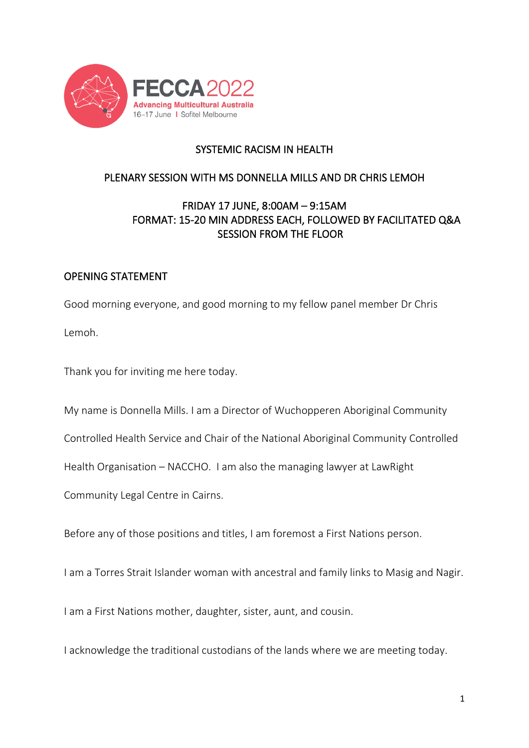FECCA 2022

Advancing Multicultural Australia

16–17 June | Sofitel Melbourne

# SYSTEMIC RACISM IN HEALTH

## PLENARY SESSION WITH MS DONNELLA MILLS AND DR CHRIS LEMOH

FRIDAY 17 JUNE, 8:00AM – 9:15AM

FORMAT: 15-20 MIN ADDRESS EACH, FOLLOWED BY FACILITATED Q&A SESSION FROM THE FLOOR

## OPENING STATEMENT

Good morning everyone, and good morning to my fellow panel member Dr Chris Lemoh.

Thank you for inviting me here today.

My name is Donnella Mills. I am a Director of Wuchopperen Aboriginal Community Controlled Health Service and Chair of the National Aboriginal Community Controlled Health Organisation – NACCHO. I am also the managing lawyer at LawRight Community Legal Centre in Cairns.

Before any of those positions and titles, I am foremost a First Nations person.

I am a Torres Strait Islander woman with ancestral and family links to Masig and Nagir.

I am a First Nations mother, daughter, sister, aunt, and cousin.

I acknowledge the traditional custodians of the lands where we are meeting today.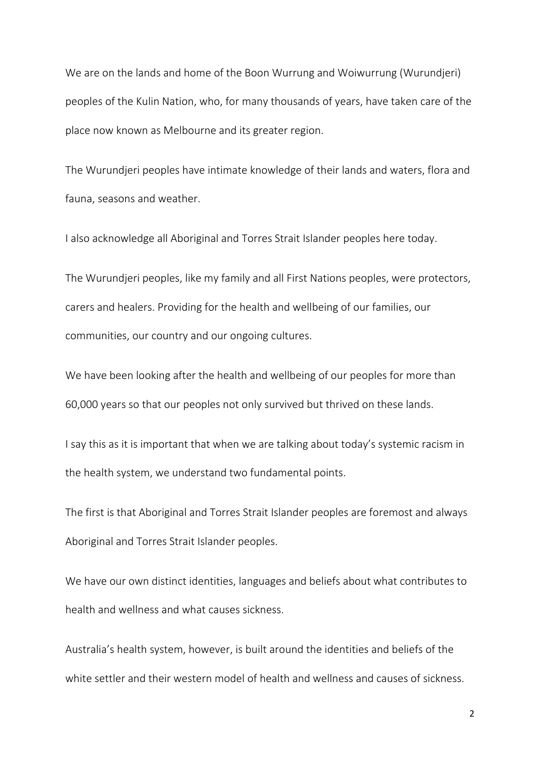We are on the lands and home of the Boon Wurrung and Woiwurrung (Wurundjeri) peoples of the Kulin Nation, who, for many thousands of years, have taken care of the place now known as Melbourne and its greater region.

The Wurundjeri peoples have intimate knowledge of their lands and waters, flora and fauna, seasons and weather.

I also acknowledge all Aboriginal and Torres Strait Islander peoples here today.

The Wurundjeri peoples, like my family and all First Nations peoples, were protectors, carers and healers. Providing for the health and wellbeing of our families, our communities, our country and our ongoing cultures.

We have been looking after the health and wellbeing of our peoples for more than 60,000 years so that our peoples not only survived but thrived on these lands.

I say this as it is important that when we are talking about today's systemic racism in the health system, we understand two fundamental points.

The first is that Aboriginal and Torres Strait Islander peoples are foremost and always Aboriginal and Torres Strait Islander peoples.

We have our own distinct identities, languages and beliefs about what contributes to health and wellness and what causes sickness.

Australia's health system, however, is built around the identities and beliefs of the white settler and their western model of health and wellness and causes of sickness.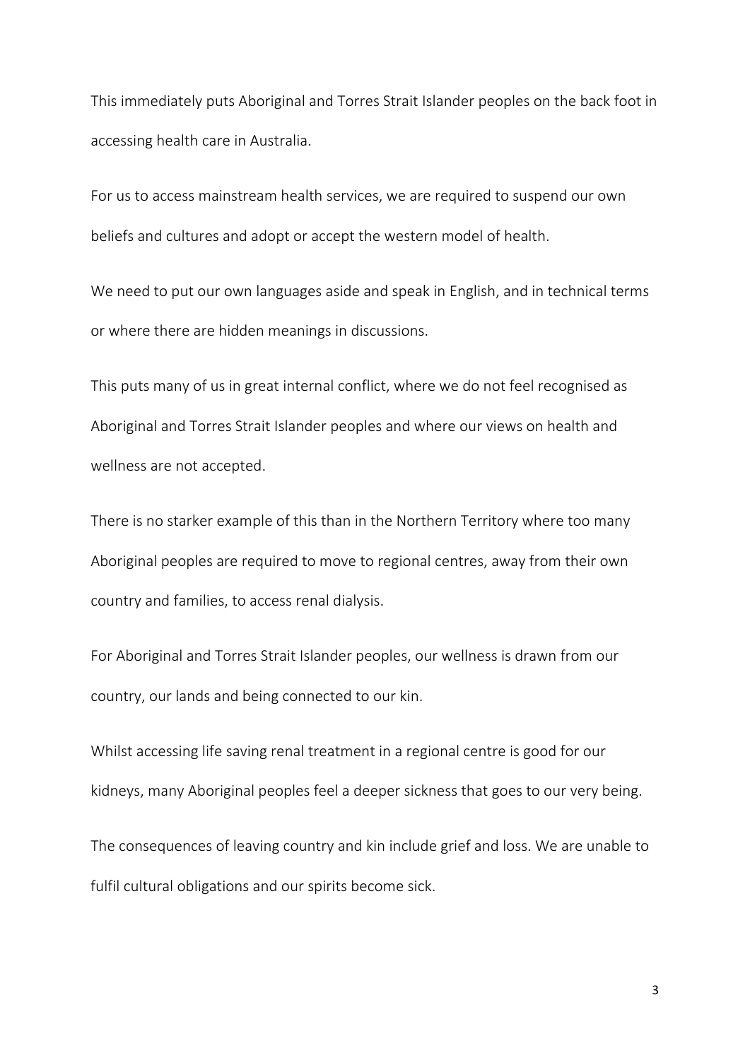This immediately puts Aboriginal and Torres Strait Islander peoples on the back foot in accessing health care in Australia.

For us to access mainstream health services, we are required to suspend our own beliefs and cultures and adopt or accept the western model of health.

We need to put our own languages aside and speak in English, and in technical terms or where there are hidden meanings in discussions.

This puts many of us in great internal conflict, where we do not feel recognised as Aboriginal and Torres Strait Islander peoples and where our views on health and wellness are not accepted.

There is no starker example of this than in the Northern Territory where too many Aboriginal peoples are required to move to regional centres, away from their own country and families, to access renal dialysis.

For Aboriginal and Torres Strait Islander peoples, our wellness is drawn from our country, our lands and being connected to our kin.

Whilst accessing life saving renal treatment in a regional centre is good for our kidneys, many Aboriginal peoples feel a deeper sickness that goes to our very being.

The consequences of leaving country and kin include grief and loss. We are unable to fulfil cultural obligations and our spirits become sick.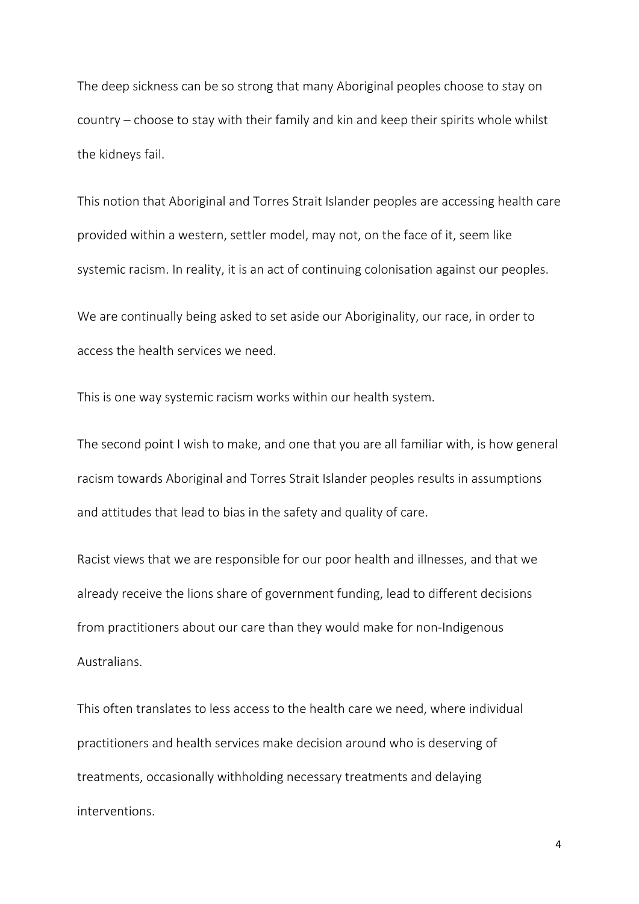The deep sickness can be so strong that many Aboriginal peoples choose to stay on country – choose to stay with their family and kin and keep their spirits whole whilst the kidneys fail.

This notion that Aboriginal and Torres Strait Islander peoples are accessing health care provided within a western, settler model, may not, on the face of it, seem like systemic racism. In reality, it is an act of continuing colonisation against our peoples.

We are continually being asked to set aside our Aboriginality, our race, in order to access the health services we need.

This is one way systemic racism works within our health system.

The second point I wish to make, and one that you are all familiar with, is how general racism towards Aboriginal and Torres Strait Islander peoples results in assumptions and attitudes that lead to bias in the safety and quality of care.

Racist views that we are responsible for our poor health and illnesses, and that we already receive the lions share of government funding, lead to different decisions from practitioners about our care than they would make for non-Indigenous Australians.

This often translates to less access to the health care we need, where individual practitioners and health services make decision around who is deserving of treatments, occasionally withholding necessary treatments and delaying interventions.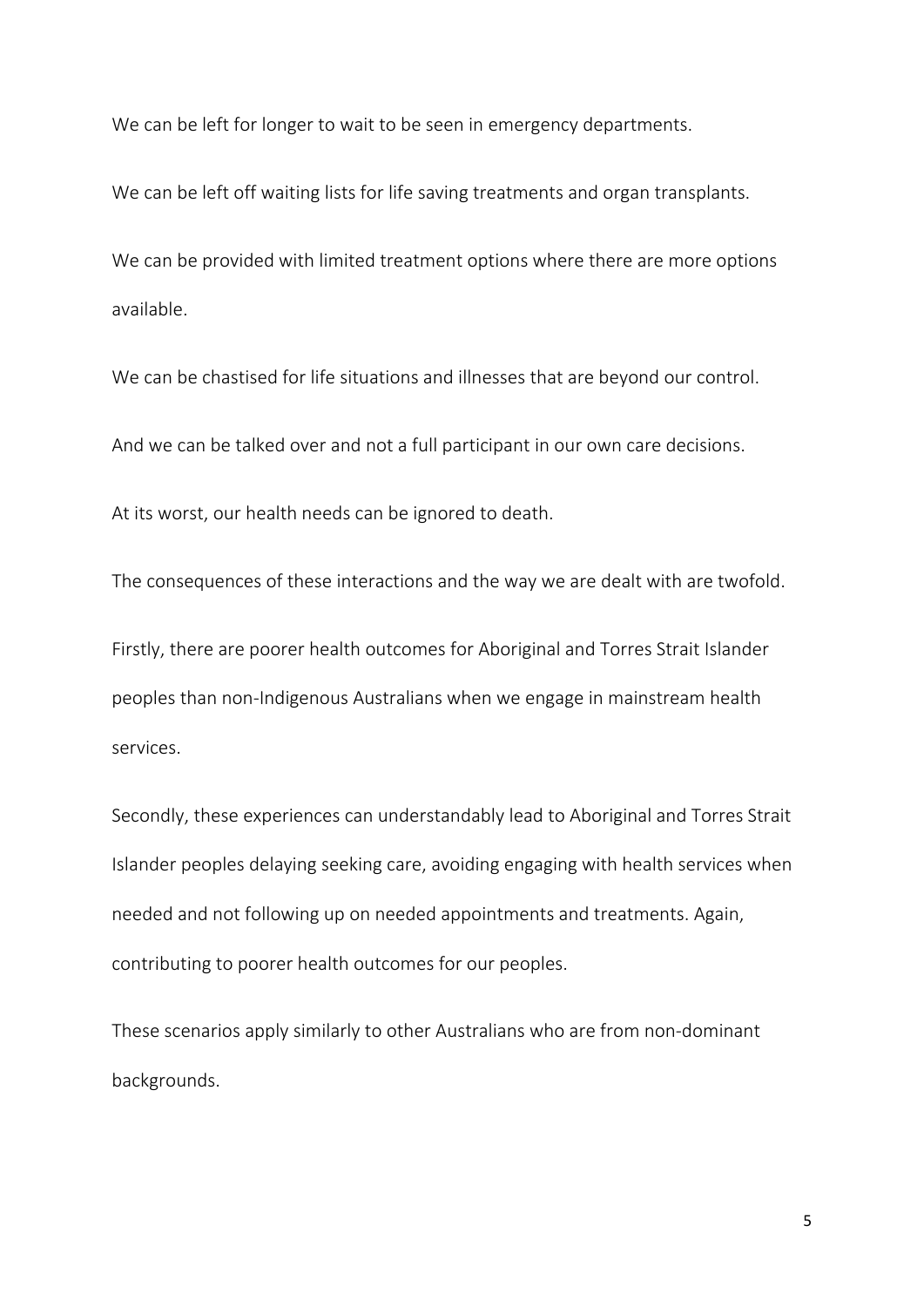We can be left for longer to wait to be seen in emergency departments.

We can be left off waiting lists for life saving treatments and organ transplants.

We can be provided with limited treatment options where there are more options available.

We can be chastised for life situations and illnesses that are beyond our control.

And we can be talked over and not a full participant in our own care decisions.

At its worst, our health needs can be ignored to death.

The consequences of these interactions and the way we are dealt with are twofold.

Firstly, there are poorer health outcomes for Aboriginal and Torres Strait Islander peoples than non-Indigenous Australians when we engage in mainstream health services.

Secondly, these experiences can understandably lead to Aboriginal and Torres Strait Islander peoples delaying seeking care, avoiding engaging with health services when needed and not following up on needed appointments and treatments. Again, contributing to poorer health outcomes for our peoples.

These scenarios apply similarly to other Australians who are from non-dominant backgrounds.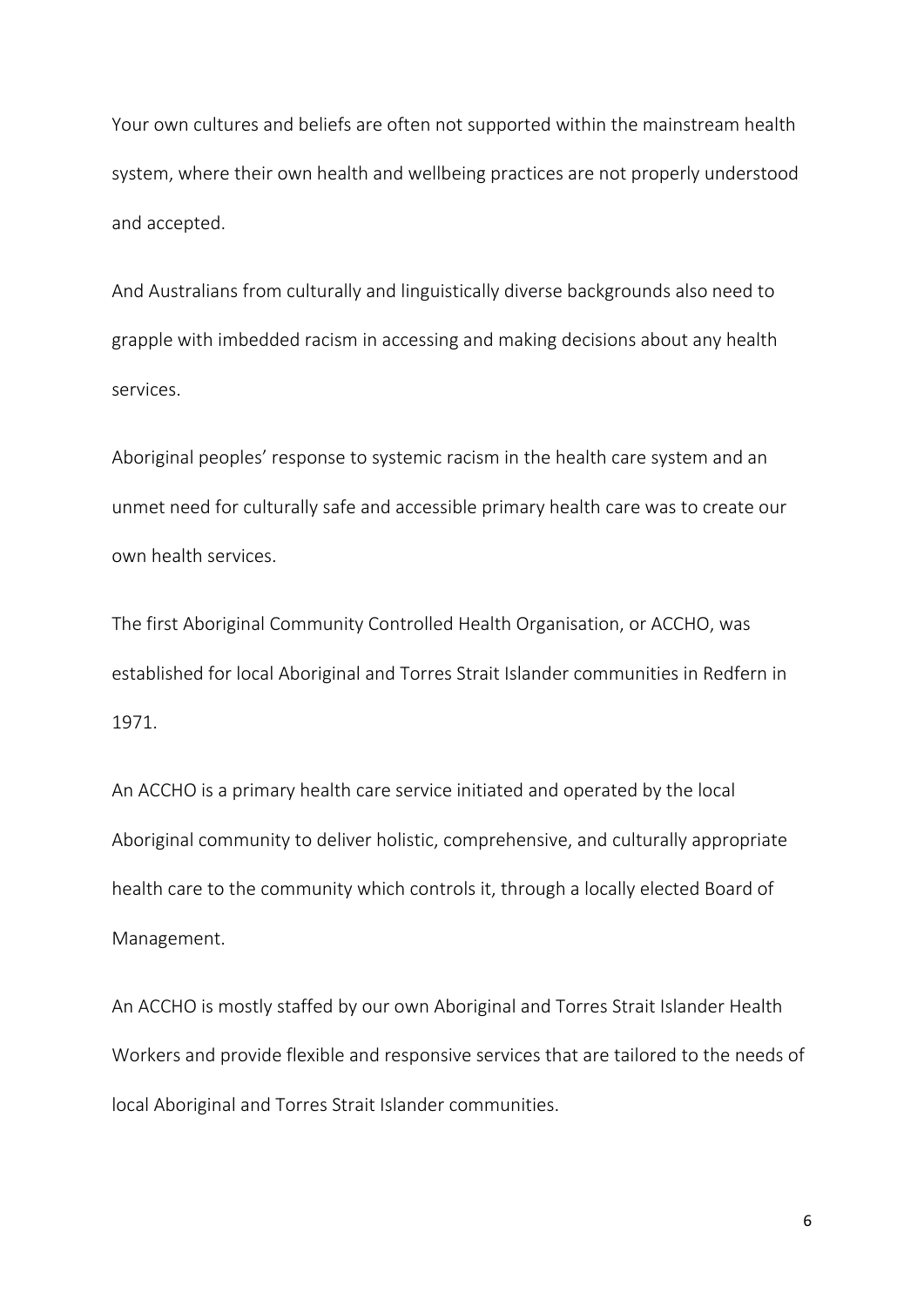Your own cultures and beliefs are often not supported within the mainstream health system, where their own health and wellbeing practices are not properly understood and accepted.

And Australians from culturally and linguistically diverse backgrounds also need to grapple with imbedded racism in accessing and making decisions about any health services.

Aboriginal peoples' response to systemic racism in the health care system and an unmet need for culturally safe and accessible primary health care was to create our own health services.

The first Aboriginal Community Controlled Health Organisation, or ACCHO, was established for local Aboriginal and Torres Strait Islander communities in Redfern in 1971.

An ACCHO is a primary health care service initiated and operated by the local Aboriginal community to deliver holistic, comprehensive, and culturally appropriate health care to the community which controls it, through a locally elected Board of Management.

An ACCHO is mostly staffed by our own Aboriginal and Torres Strait Islander Health Workers and provide flexible and responsive services that are tailored to the needs of local Aboriginal and Torres Strait Islander communities.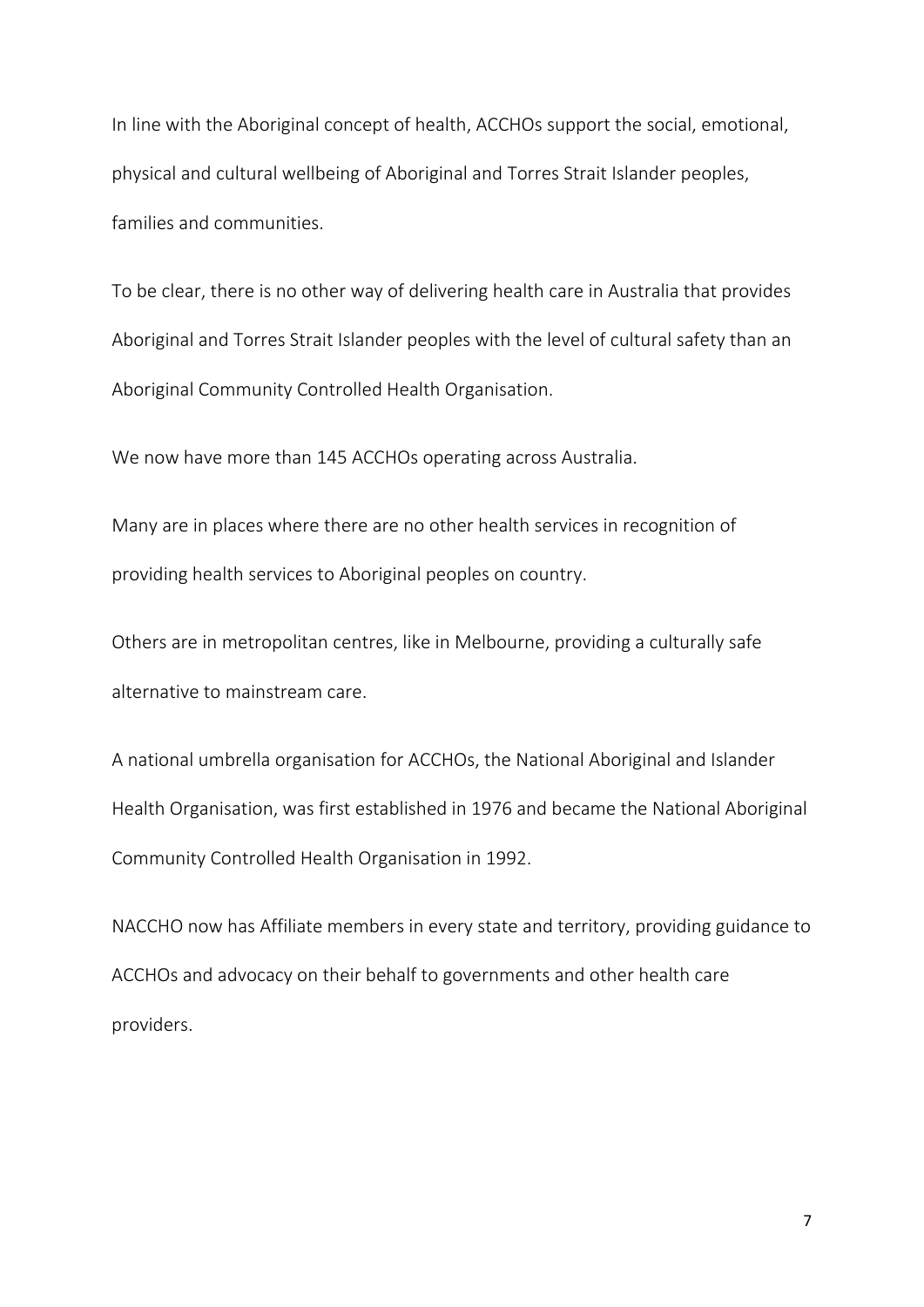In line with the Aboriginal concept of health, ACCHOs support the social, emotional, physical and cultural wellbeing of Aboriginal and Torres Strait Islander peoples, families and communities.

To be clear, there is no other way of delivering health care in Australia that provides Aboriginal and Torres Strait Islander peoples with the level of cultural safety than an Aboriginal Community Controlled Health Organisation.

We now have more than 145 ACCHOs operating across Australia.

Many are in places where there are no other health services in recognition of providing health services to Aboriginal peoples on country.

Others are in metropolitan centres, like in Melbourne, providing a culturally safe alternative to mainstream care.

A national umbrella organisation for ACCHOs, the National Aboriginal and Islander Health Organisation, was first established in 1976 and became the National Aboriginal Community Controlled Health Organisation in 1992.

NACCHO now has Affiliate members in every state and territory, providing guidance to ACCHOs and advocacy on their behalf to governments and other health care providers.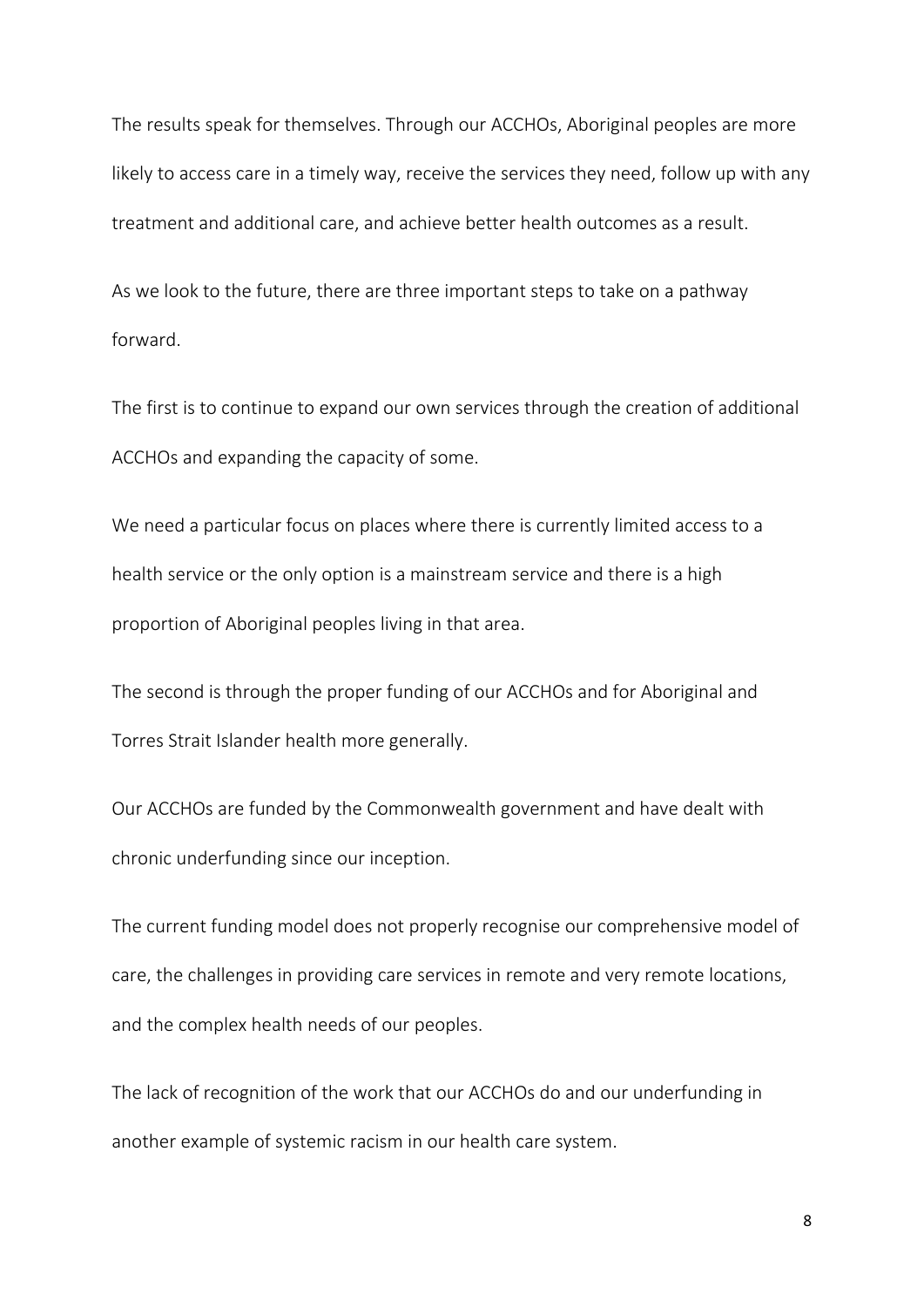The results speak for themselves. Through our ACCHOs, Aboriginal peoples are more likely to access care in a timely way, receive the services they need, follow up with any treatment and additional care, and achieve better health outcomes as a result.

As we look to the future, there are three important steps to take on a pathway forward.

The first is to continue to expand our own services through the creation of additional ACCHOs and expanding the capacity of some.

We need a particular focus on places where there is currently limited access to a health service or the only option is a mainstream service and there is a high proportion of Aboriginal peoples living in that area.

The second is through the proper funding of our ACCHOs and for Aboriginal and Torres Strait Islander health more generally.

Our ACCHOs are funded by the Commonwealth government and have dealt with chronic underfunding since our inception.

The current funding model does not properly recognise our comprehensive model of care, the challenges in providing care services in remote and very remote locations, and the complex health needs of our peoples.

The lack of recognition of the work that our ACCHOs do and our underfunding in another example of systemic racism in our health care system.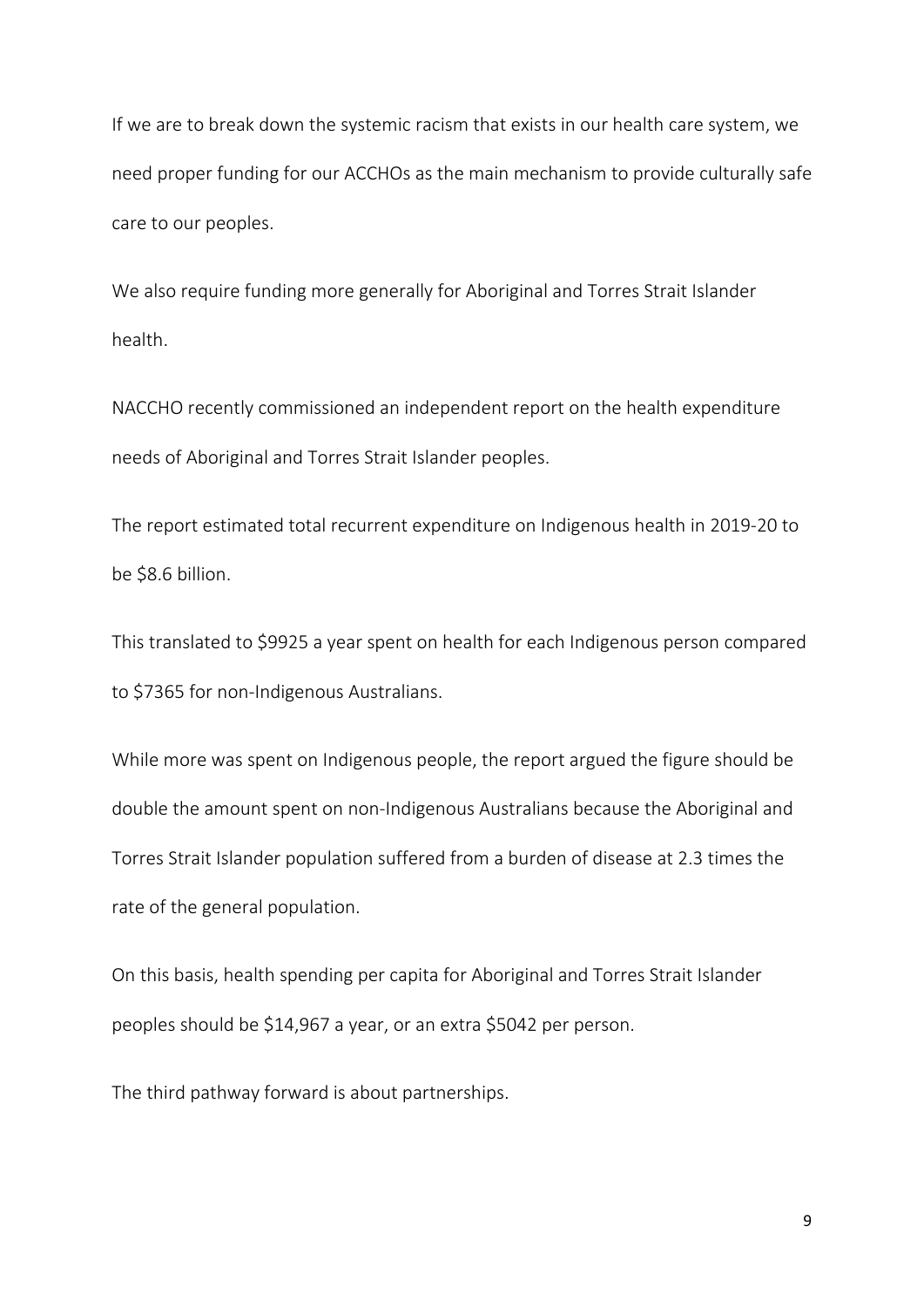If we are to break down the systemic racism that exists in our health care system, we need proper funding for our ACCHOs as the main mechanism to provide culturally safe care to our peoples.

We also require funding more generally for Aboriginal and Torres Strait Islander health.

NACCHO recently commissioned an independent report on the health expenditure needs of Aboriginal and Torres Strait Islander peoples.

The report estimated total recurrent expenditure on Indigenous health in 2019-20 to be $8.6 billion.

This translated to $9925 a year spent on health for each Indigenous person compared to $7365 for non-Indigenous Australians.

While more was spent on Indigenous people, the report argued the figure should be double the amount spent on non-Indigenous Australians because the Aboriginal and Torres Strait Islander population suffered from a burden of disease at 2.3 times the rate of the general population.

On this basis, health spending per capita for Aboriginal and Torres Strait Islander peoples should be $14,967 a year, or an extra $5042 per person.

The third pathway forward is about partnerships.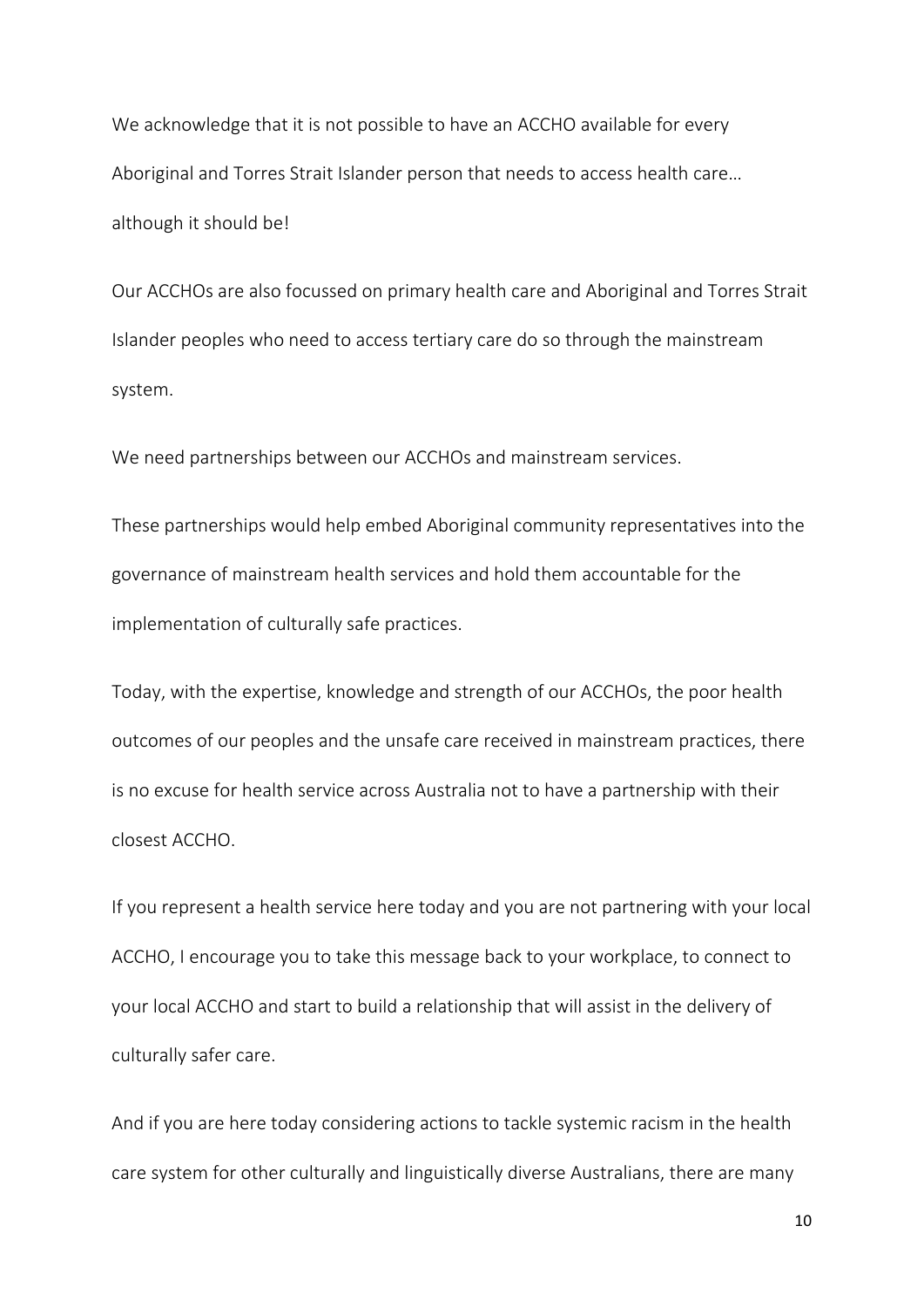We acknowledge that it is not possible to have an ACCHO available for every Aboriginal and Torres Strait Islander person that needs to access health care… although it should be!

Our ACCHOs are also focussed on primary health care and Aboriginal and Torres Strait Islander peoples who need to access tertiary care do so through the mainstream system.

We need partnerships between our ACCHOs and mainstream services.

These partnerships would help embed Aboriginal community representatives into the governance of mainstream health services and hold them accountable for the implementation of culturally safe practices.

Today, with the expertise, knowledge and strength of our ACCHOs, the poor health outcomes of our peoples and the unsafe care received in mainstream practices, there is no excuse for health service across Australia not to have a partnership with their closest ACCHO.

If you represent a health service here today and you are not partnering with your local ACCHO, I encourage you to take this message back to your workplace, to connect to your local ACCHO and start to build a relationship that will assist in the delivery of culturally safer care.

And if you are here today considering actions to tackle systemic racism in the health care system for other culturally and linguistically diverse Australians, there are many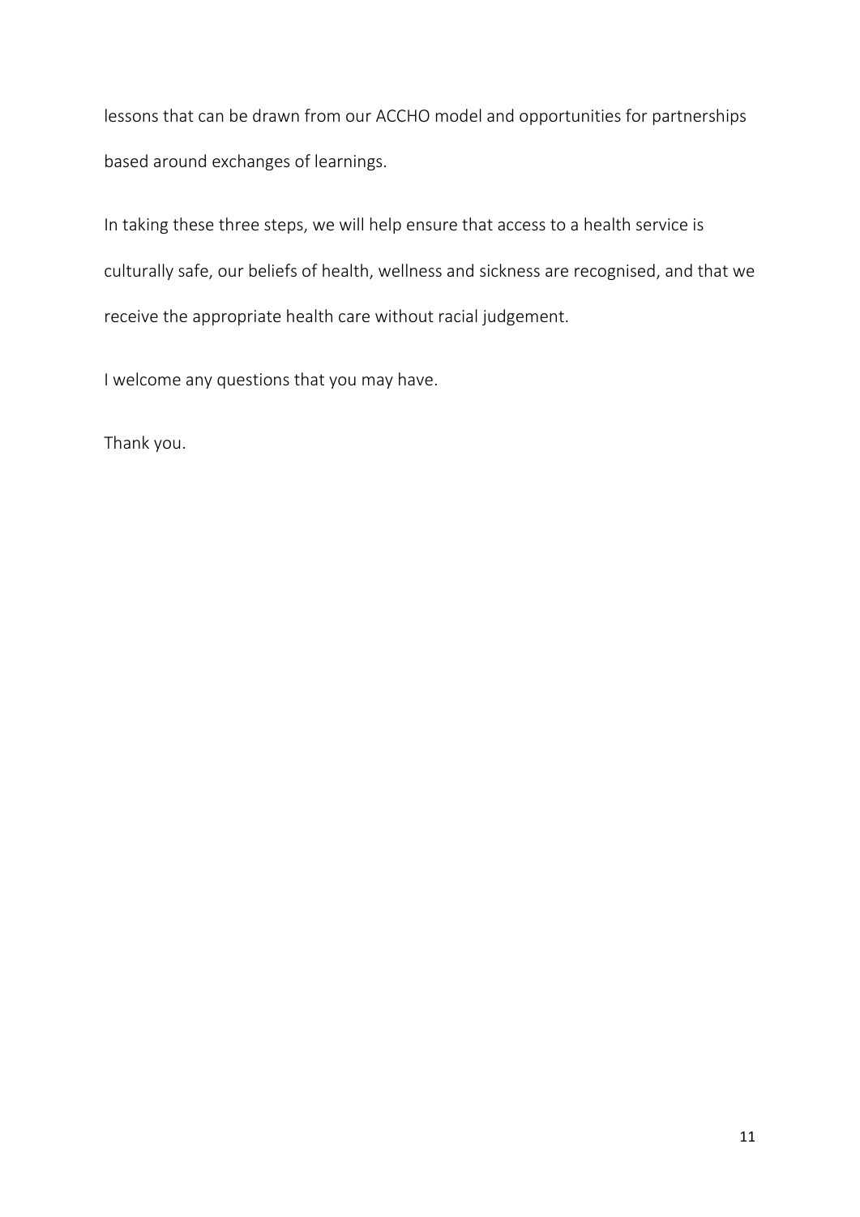lessons that can be drawn from our ACCHO model and opportunities for partnerships based around exchanges of learnings.

In taking these three steps, we will help ensure that access to a health service is culturally safe, our beliefs of health, wellness and sickness are recognised, and that we receive the appropriate health care without racial judgement.

I welcome any questions that you may have.

Thank you.